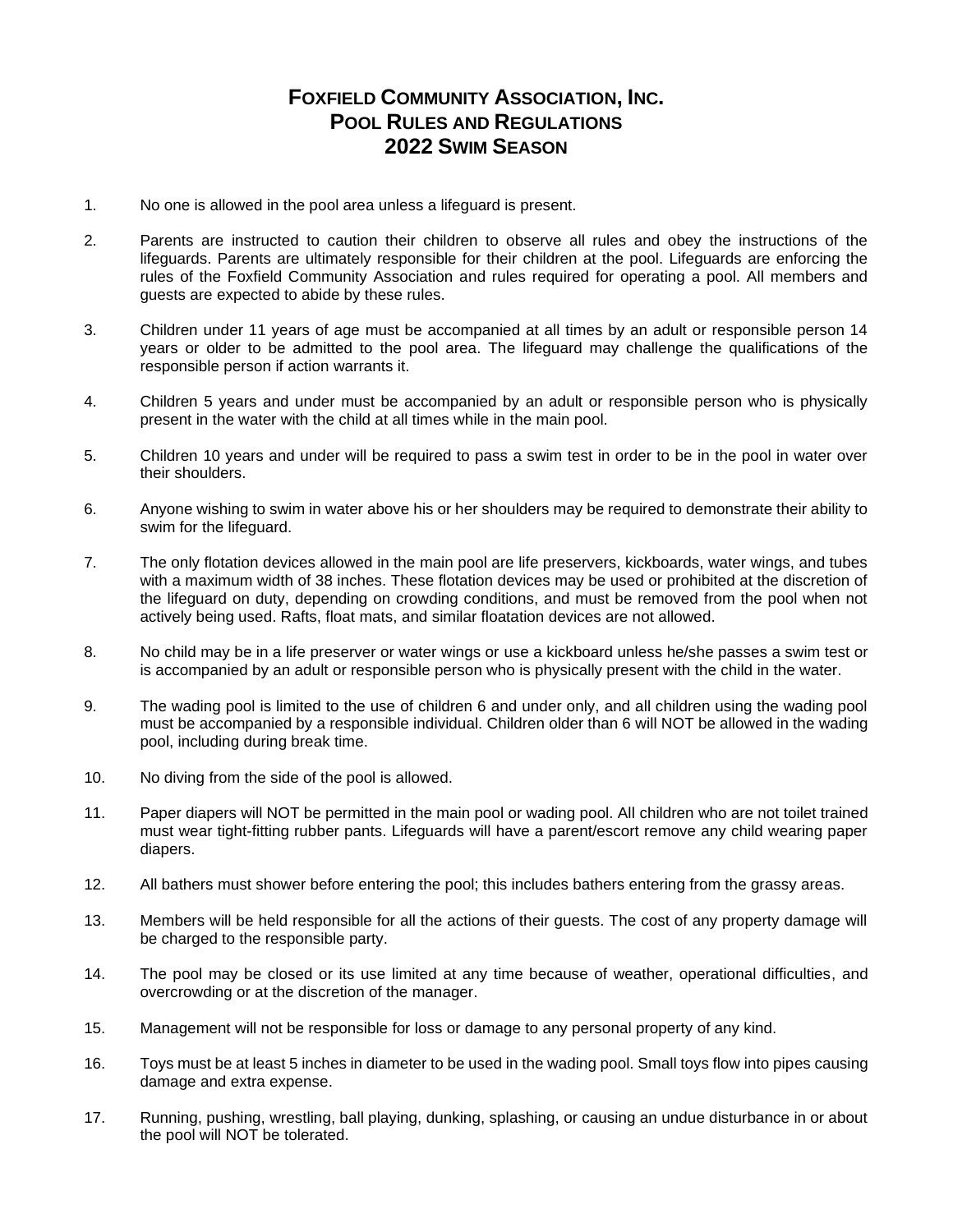# Foxfield Community Association, Inc.
# Pool Rules and Regulations
# 2022 Swim Season

1. No one is allowed in the pool area unless a lifeguard is present.

2. Parents are instructed to caution their children to observe all rules and obey the instructions of the lifeguards. Parents are ultimately responsible for their children at the pool. Lifeguards are enforcing the rules of the Foxfield Community Association and rules required for operating a pool. All members and guests are expected to abide by these rules.

3. Children under 11 years of age must be accompanied at all times by an adult or responsible person 14 years or older to be admitted to the pool area. The lifeguard may challenge the qualifications of the responsible person if action warrants it.

4. Children 5 years and under must be accompanied by an adult or responsible person who is physically present in the water with the child at all times while in the main pool.

5. Children 10 years and under will be required to pass a swim test in order to be in the pool in water over their shoulders.

6. Anyone wishing to swim in water above his or her shoulders may be required to demonstrate their ability to swim for the lifeguard.

7. The only flotation devices allowed in the main pool are life preservers, kickboards, water wings, and tubes with a maximum width of 38 inches. These flotation devices may be used or prohibited at the discretion of the lifeguard on duty, depending on crowding conditions, and must be removed from the pool when not actively being used. Rafts, float mats, and similar floatation devices are not allowed.

8. No child may be in a life preserver or water wings or use a kickboard unless he/she passes a swim test or is accompanied by an adult or responsible person who is physically present with the child in the water.

9. The wading pool is limited to the use of children 6 and under only, and all children using the wading pool must be accompanied by a responsible individual. Children older than 6 will NOT be allowed in the wading pool, including during break time.

10. No diving from the side of the pool is allowed.

11. Paper diapers will NOT be permitted in the main pool or wading pool. All children who are not toilet trained must wear tight-fitting rubber pants. Lifeguards will have a parent/escort remove any child wearing paper diapers.

12. All bathers must shower before entering the pool; this includes bathers entering from the grassy areas.

13. Members will be held responsible for all the actions of their guests. The cost of any property damage will be charged to the responsible party.

14. The pool may be closed or its use limited at any time because of weather, operational difficulties, and overcrowding or at the discretion of the manager.

15. Management will not be responsible for loss or damage to any personal property of any kind.

16. Toys must be at least 5 inches in diameter to be used in the wading pool. Small toys flow into pipes causing damage and extra expense.

17. Running, pushing, wrestling, ball playing, dunking, splashing, or causing an undue disturbance in or about the pool will NOT be tolerated.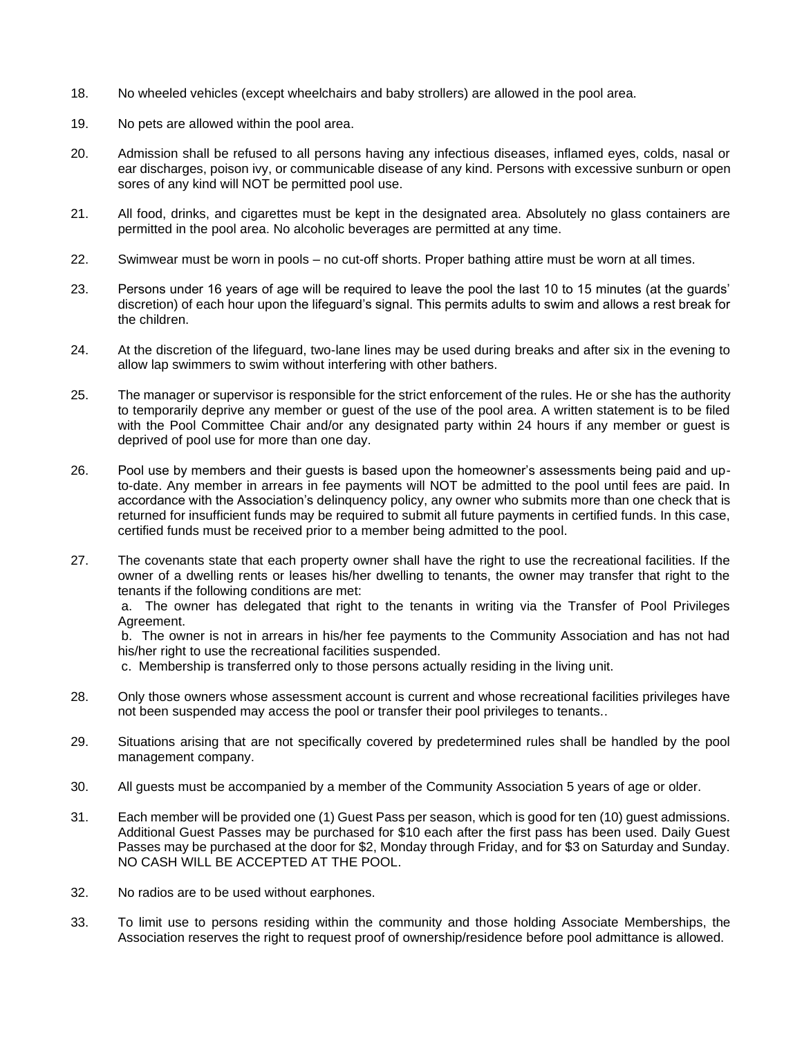18. No wheeled vehicles (except wheelchairs and baby strollers) are allowed in the pool area.

19. No pets are allowed within the pool area.

20. Admission shall be refused to all persons having any infectious diseases, inflamed eyes, colds, nasal or ear discharges, poison ivy, or communicable disease of any kind. Persons with excessive sunburn or open sores of any kind will NOT be permitted pool use.

21. All food, drinks, and cigarettes must be kept in the designated area. Absolutely no glass containers are permitted in the pool area. No alcoholic beverages are permitted at any time.

22. Swimwear must be worn in pools – no cut-off shorts. Proper bathing attire must be worn at all times.

23. Persons under 16 years of age will be required to leave the pool the last 10 to 15 minutes (at the guards' discretion) of each hour upon the lifeguard's signal. This permits adults to swim and allows a rest break for the children.

24. At the discretion of the lifeguard, two-lane lines may be used during breaks and after six in the evening to allow lap swimmers to swim without interfering with other bathers.

25. The manager or supervisor is responsible for the strict enforcement of the rules. He or she has the authority to temporarily deprive any member or guest of the use of the pool area. A written statement is to be filed with the Pool Committee Chair and/or any designated party within 24 hours if any member or guest is deprived of pool use for more than one day.

26. Pool use by members and their guests is based upon the homeowner's assessments being paid and up-to-date. Any member in arrears in fee payments will NOT be admitted to the pool until fees are paid. In accordance with the Association's delinquency policy, any owner who submits more than one check that is returned for insufficient funds may be required to submit all future payments in certified funds. In this case, certified funds must be received prior to a member being admitted to the pool.

27. The covenants state that each property owner shall have the right to use the recreational facilities. If the owner of a dwelling rents or leases his/her dwelling to tenants, the owner may transfer that right to the tenants if the following conditions are met:
    a. The owner has delegated that right to the tenants in writing via the Transfer of Pool Privileges Agreement.
    b. The owner is not in arrears in his/her fee payments to the Community Association and has not had his/her right to use the recreational facilities suspended.
    c. Membership is transferred only to those persons actually residing in the living unit.

28. Only those owners whose assessment account is current and whose recreational facilities privileges have not been suspended may access the pool or transfer their pool privileges to tenants..

29. Situations arising that are not specifically covered by predetermined rules shall be handled by the pool management company.

30. All guests must be accompanied by a member of the Community Association 5 years of age or older.

31. Each member will be provided one (1) Guest Pass per season, which is good for ten (10) guest admissions. Additional Guest Passes may be purchased for $10 each after the first pass has been used. Daily Guest Passes may be purchased at the door for $2, Monday through Friday, and for $3 on Saturday and Sunday. NO CASH WILL BE ACCEPTED AT THE POOL.

32. No radios are to be used without earphones.

33. To limit use to persons residing within the community and those holding Associate Memberships, the Association reserves the right to request proof of ownership/residence before pool admittance is allowed.